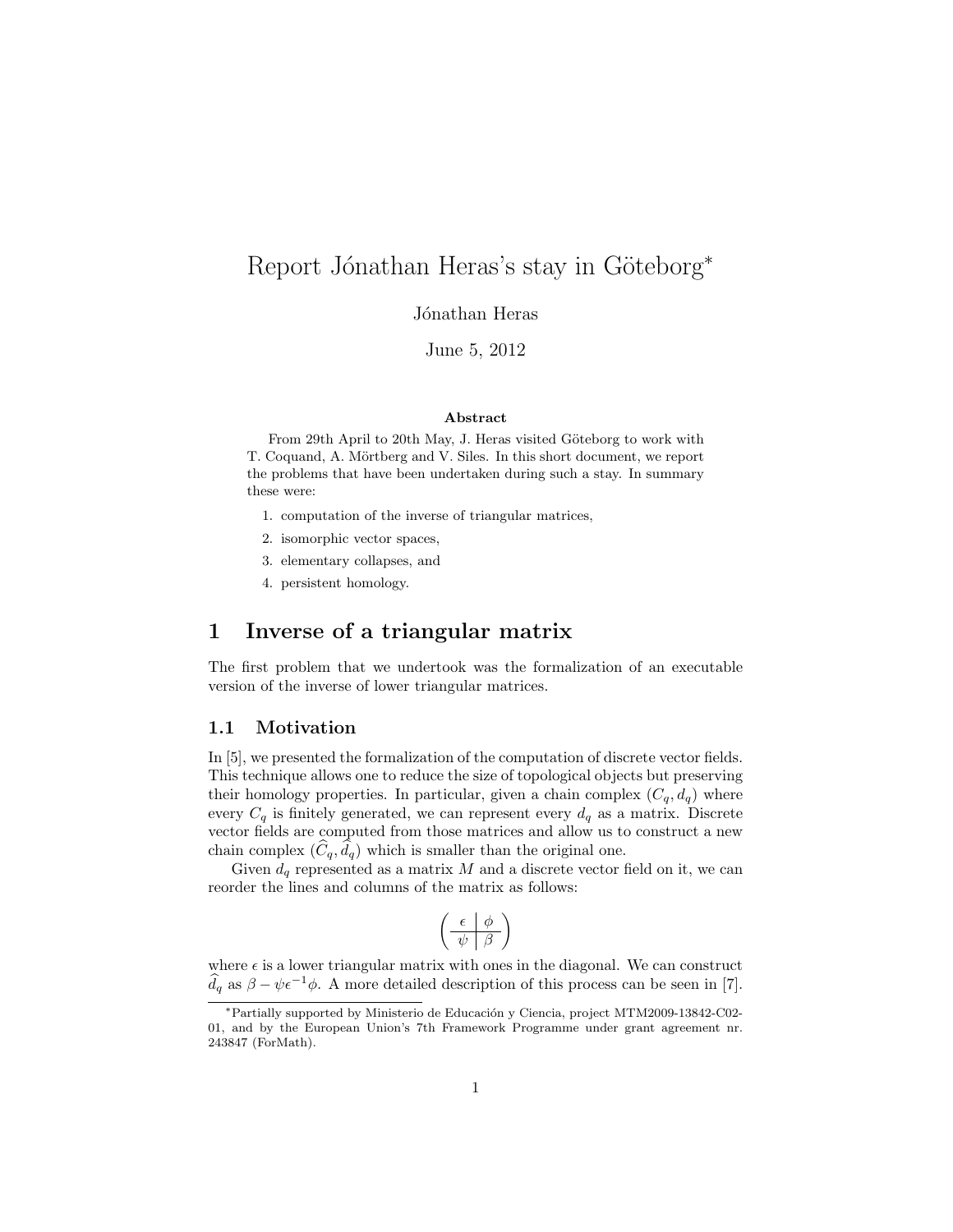# Report Jónathan Heras's stay in Göteborg*

Jónathan Heras

June 5, 2012

**Abstract**

From 29th April to 20th May, J. Heras visited Göteborg to work with T. Coquand, A. Mörtberg and V. Siles. In this short document, we report the problems that have been undertaken during such a stay. In summary these were:

1. computation of the inverse of triangular matrices,
2. isomorphic vector spaces,
3. elementary collapses, and
4. persistent homology.

## 1 Inverse of a triangular matrix

The first problem that we undertook was the formalization of an executable version of the inverse of lower triangular matrices.

### 1.1 Motivation

In [5], we presented the formalization of the computation of discrete vector fields. This technique allows one to reduce the size of topological objects but preserving their homology properties. In particular, given a chain complex $(C_q, d_q)$ where every $C_q$ is finitely generated, we can represent every $d_q$ as a matrix. Discrete vector fields are computed from those matrices and allow us to construct a new chain complex $(\widehat{C}_q, \widehat{d}_q)$ which is smaller than the original one.

Given $d_q$ represented as a matrix $M$ and a discrete vector field on it, we can reorder the lines and columns of the matrix as follows:

$$\left(\begin{array}{c|c} \epsilon & \phi \\ \hline \psi & \beta \end{array}\right)$$

where $\epsilon$ is a lower triangular matrix with ones in the diagonal. We can construct $\widehat{d}_q$ as $\beta - \psi\epsilon^{-1}\phi$. A more detailed description of this process can be seen in [7].

*Partially supported by Ministerio de Educación y Ciencia, project MTM2009-13842-C02-01, and by the European Union's 7th Framework Programme under grant agreement nr. 243847 (ForMath).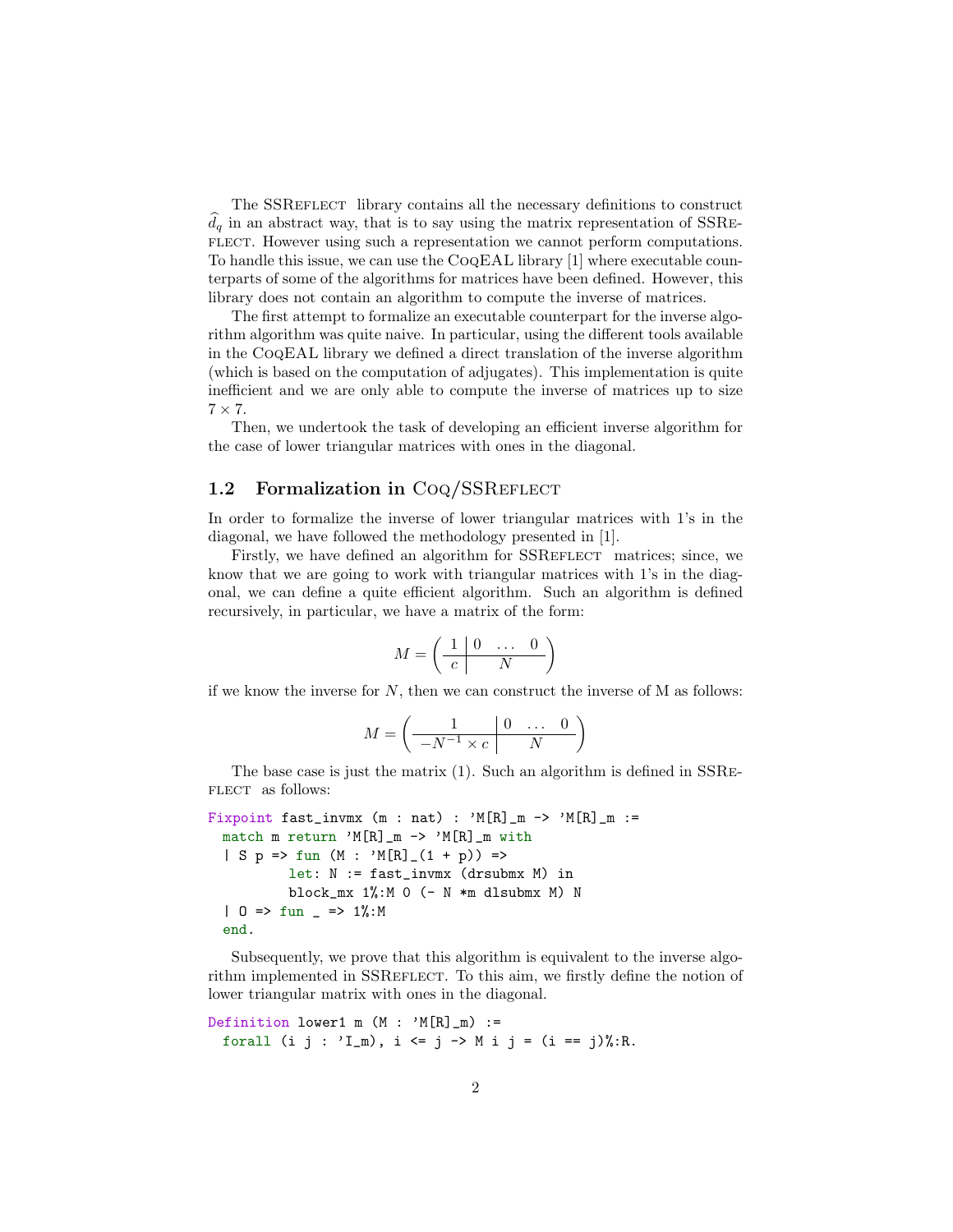The SSReflect library contains all the necessary definitions to construct $\widehat{d}_q$ in an abstract way, that is to say using the matrix representation of SSReflect. However using such a representation we cannot perform computations. To handle this issue, we can use the CoqEAL library [1] where executable counterparts of some of the algorithms for matrices have been defined. However, this library does not contain an algorithm to compute the inverse of matrices.

The first attempt to formalize an executable counterpart for the inverse algorithm algorithm was quite naive. In particular, using the different tools available in the CoqEAL library we defined a direct translation of the inverse algorithm (which is based on the computation of adjugates). This implementation is quite inefficient and we are only able to compute the inverse of matrices up to size $7 \times 7$.

Then, we undertook the task of developing an efficient inverse algorithm for the case of lower triangular matrices with ones in the diagonal.

### 1.2 Formalization in Coq/SSReflect

In order to formalize the inverse of lower triangular matrices with 1's in the diagonal, we have followed the methodology presented in [1].

Firstly, we have defined an algorithm for SSReflect matrices; since, we know that we are going to work with triangular matrices with 1's in the diagonal, we can define a quite efficient algorithm. Such an algorithm is defined recursively, in particular, we have a matrix of the form:

$$M = \left( \begin{array}{c|ccc} 1 & 0 & \dots & 0 \\ \hline c & & N & \end{array} \right)$$

if we know the inverse for $N$, then we can construct the inverse of M as follows:

$$M = \left( \begin{array}{c|ccc} 1 & 0 & \dots & 0 \\ \hline -N^{-1} \times c & & N & \end{array} \right)$$

The base case is just the matrix (1). Such an algorithm is defined in SSReflect as follows:

```
Fixpoint fast_invmx (m : nat) : 'M[R]_m -> 'M[R]_m :=
  match m return 'M[R]_m -> 'M[R]_m with
  | S p => fun (M : 'M[R]_(1 + p)) =>
           let: N := fast_invmx (drsubmx M) in
           block_mx 1%:M 0 (- N *m dlsubmx M) N
  | O => fun _ => 1%:M
  end.
```

Subsequently, we prove that this algorithm is equivalent to the inverse algorithm implemented in SSReflect. To this aim, we firstly define the notion of lower triangular matrix with ones in the diagonal.

```
Definition lower1 m (M : 'M[R]_m) :=
  forall (i j : 'I_m), i <= j -> M i j = (i == j)%:R.
```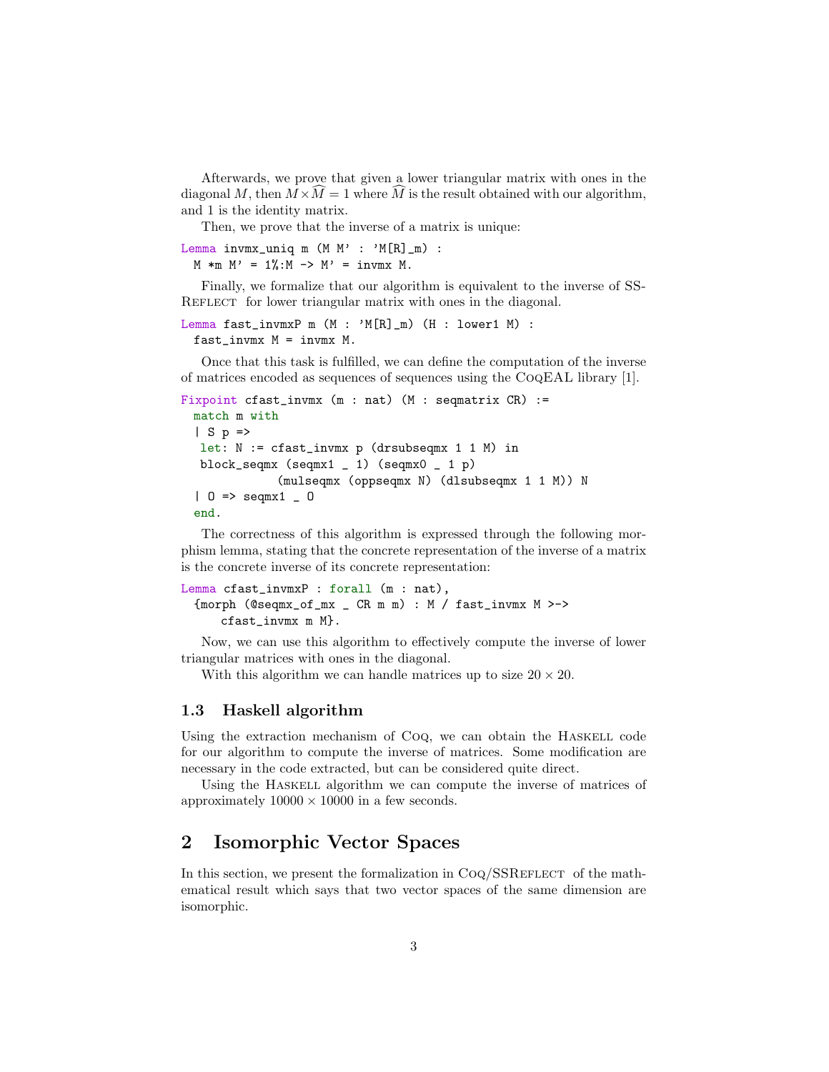Afterwards, we prove that given a lower triangular matrix with ones in the diagonal $M$, then $M \times \widehat{M} = 1$ where $\widehat{M}$ is the result obtained with our algorithm, and 1 is the identity matrix.

Then, we prove that the inverse of a matrix is unique:

```
Lemma invmx_uniq m (M M' : 'M[R]_m) :
  M *m M' = 1%:M -> M' = invmx M.
```

Finally, we formalize that our algorithm is equivalent to the inverse of SSReflect for lower triangular matrix with ones in the diagonal.

```
Lemma fast_invmxP m (M : 'M[R]_m) (H : lower1 M) :
  fast_invmx M = invmx M.
```

Once that this task is fulfilled, we can define the computation of the inverse of matrices encoded as sequences of sequences using the CoqEAL library [1].

```
Fixpoint cfast_invmx (m : nat) (M : seqmatrix CR) :=
  match m with
  | S p =>
   let: N := cfast_invmx p (drsubseqmx 1 1 M) in
   block_seqmx (seqmx1 _ 1) (seqmx0 _ 1 p)
              (mulseqmx (oppseqmx N) (dlsubseqmx 1 1 M)) N
  | O => seqmx1 _ O
  end.
```

The correctness of this algorithm is expressed through the following morphism lemma, stating that the concrete representation of the inverse of a matrix is the concrete inverse of its concrete representation:

```
Lemma cfast_invmxP : forall (m : nat),
  {morph (@seqmx_of_mx _ CR m m) : M / fast_invmx M >->
      cfast_invmx m M}.
```

Now, we can use this algorithm to effectively compute the inverse of lower triangular matrices with ones in the diagonal.

With this algorithm we can handle matrices up to size $20 \times 20$.

### 1.3 Haskell algorithm

Using the extraction mechanism of Coq, we can obtain the Haskell code for our algorithm to compute the inverse of matrices. Some modification are necessary in the code extracted, but can be considered quite direct.

Using the Haskell algorithm we can compute the inverse of matrices of approximately $10000 \times 10000$ in a few seconds.

## 2 Isomorphic Vector Spaces

In this section, we present the formalization in Coq/SSReflect of the mathematical result which says that two vector spaces of the same dimension are isomorphic.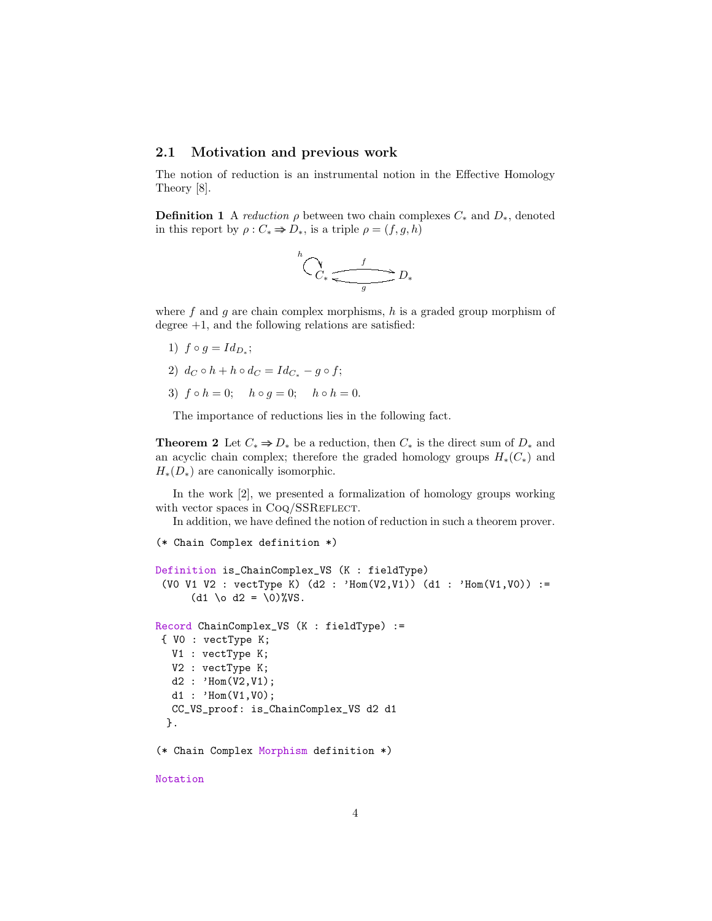## 2.1 Motivation and previous work

The notion of reduction is an instrumental notion in the Effective Homology Theory [8].

**Definition 1** A *reduction* $\rho$ between two chain complexes $C_*$ and $D_*$, denoted in this report by $\rho : C_* \Rrightarrow D_*$, is a triple $\rho = (f, g, h)$

$$\overset{h}{\circlearrowright} C_* \underset{g}{\overset{f}{\rightleftarrows}} D_*$$

where $f$ and $g$ are chain complex morphisms, $h$ is a graded group morphism of degree $+1$, and the following relations are satisfied:

1) $f \circ g = Id_{D_*}$;
2) $d_C \circ h + h \circ d_C = Id_{C_*} - g \circ f$;
3) $f \circ h = 0$; $h \circ g = 0$; $h \circ h = 0$.

The importance of reductions lies in the following fact.

**Theorem 2** Let $C_* \Rrightarrow D_*$ be a reduction, then $C_*$ is the direct sum of $D_*$ and an acyclic chain complex; therefore the graded homology groups $H_*(C_*)$ and $H_*(D_*)$ are canonically isomorphic.

In the work [2], we presented a formalization of homology groups working with vector spaces in Coq/SSReflect.

In addition, we have defined the notion of reduction in such a theorem prover.

```
(* Chain Complex definition *)

Definition is_ChainComplex_VS (K : fieldType)
 (V0 V1 V2 : vectType K) (d2 : 'Hom(V2,V1)) (d1 : 'Hom(V1,V0)) :=
     (d1 \o d2 = \0)%VS.

Record ChainComplex_VS (K : fieldType) :=
 { V0 : vectType K;
   V1 : vectType K;
   V2 : vectType K;
   d2 : 'Hom(V2,V1);
   d1 : 'Hom(V1,V0);
   CC_VS_proof: is_ChainComplex_VS d2 d1
  }.

(* Chain Complex Morphism definition *)

Notation
```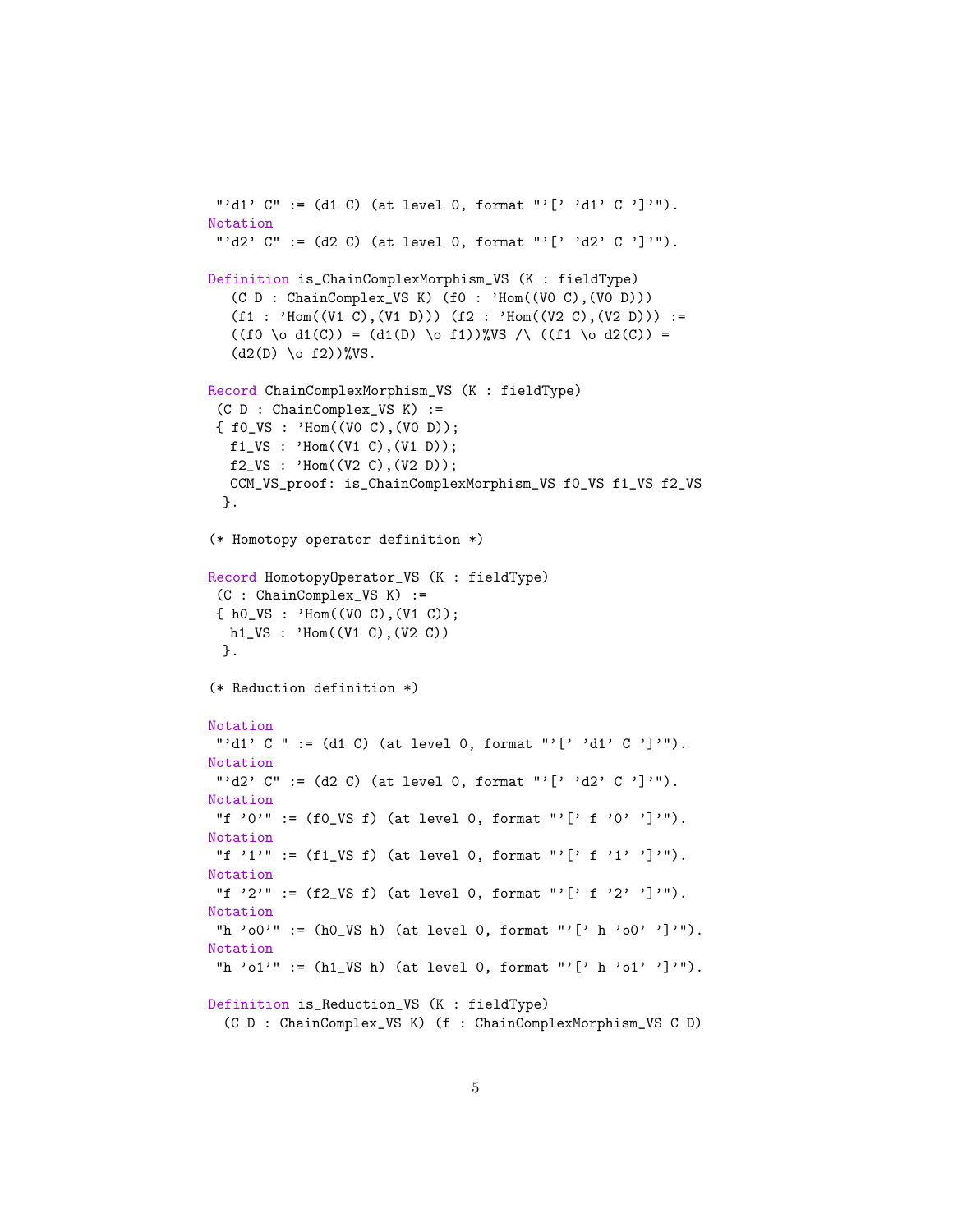```
 "'d1' C" := (d1 C) (at level 0, format "'[' 'd1' C ']'").
Notation
 "'d2' C" := (d2 C) (at level 0, format "'[' 'd2' C ']'").

Definition is_ChainComplexMorphism_VS (K : fieldType)
   (C D : ChainComplex_VS K) (f0 : 'Hom((V0 C),(V0 D)))
   (f1 : 'Hom((V1 C),(V1 D))) (f2 : 'Hom((V2 C),(V2 D))) :=
   ((f0 \o d1(C)) = (d1(D) \o f1))%VS /\ ((f1 \o d2(C)) =
   (d2(D) \o f2))%VS.

Record ChainComplexMorphism_VS (K : fieldType)
 (C D : ChainComplex_VS K) :=
 { f0_VS : 'Hom((V0 C),(V0 D));
   f1_VS : 'Hom((V1 C),(V1 D));
   f2_VS : 'Hom((V2 C),(V2 D));
   CCM_VS_proof: is_ChainComplexMorphism_VS f0_VS f1_VS f2_VS
  }.

(* Homotopy operator definition *)

Record HomotopyOperator_VS (K : fieldType)
 (C : ChainComplex_VS K) :=
 { h0_VS : 'Hom((V0 C),(V1 C));
   h1_VS : 'Hom((V1 C),(V2 C))
  }.

(* Reduction definition *)

Notation
 "'d1' C " := (d1 C) (at level 0, format "'[' 'd1' C ']'").
Notation
 "'d2' C" := (d2 C) (at level 0, format "'[' 'd2' C ']'").
Notation
 "f '0'" := (f0_VS f) (at level 0, format "'[' f '0' ']'").
Notation
 "f '1'" := (f1_VS f) (at level 0, format "'[' f '1' ']'").
Notation
 "f '2'" := (f2_VS f) (at level 0, format "'[' f '2' ']'").
Notation
 "h 'o0'" := (h0_VS h) (at level 0, format "'[' h 'o0' ']'").
Notation
 "h 'o1'" := (h1_VS h) (at level 0, format "'[' h 'o1' ']'").

Definition is_Reduction_VS (K : fieldType)
  (C D : ChainComplex_VS K) (f : ChainComplexMorphism_VS C D)
```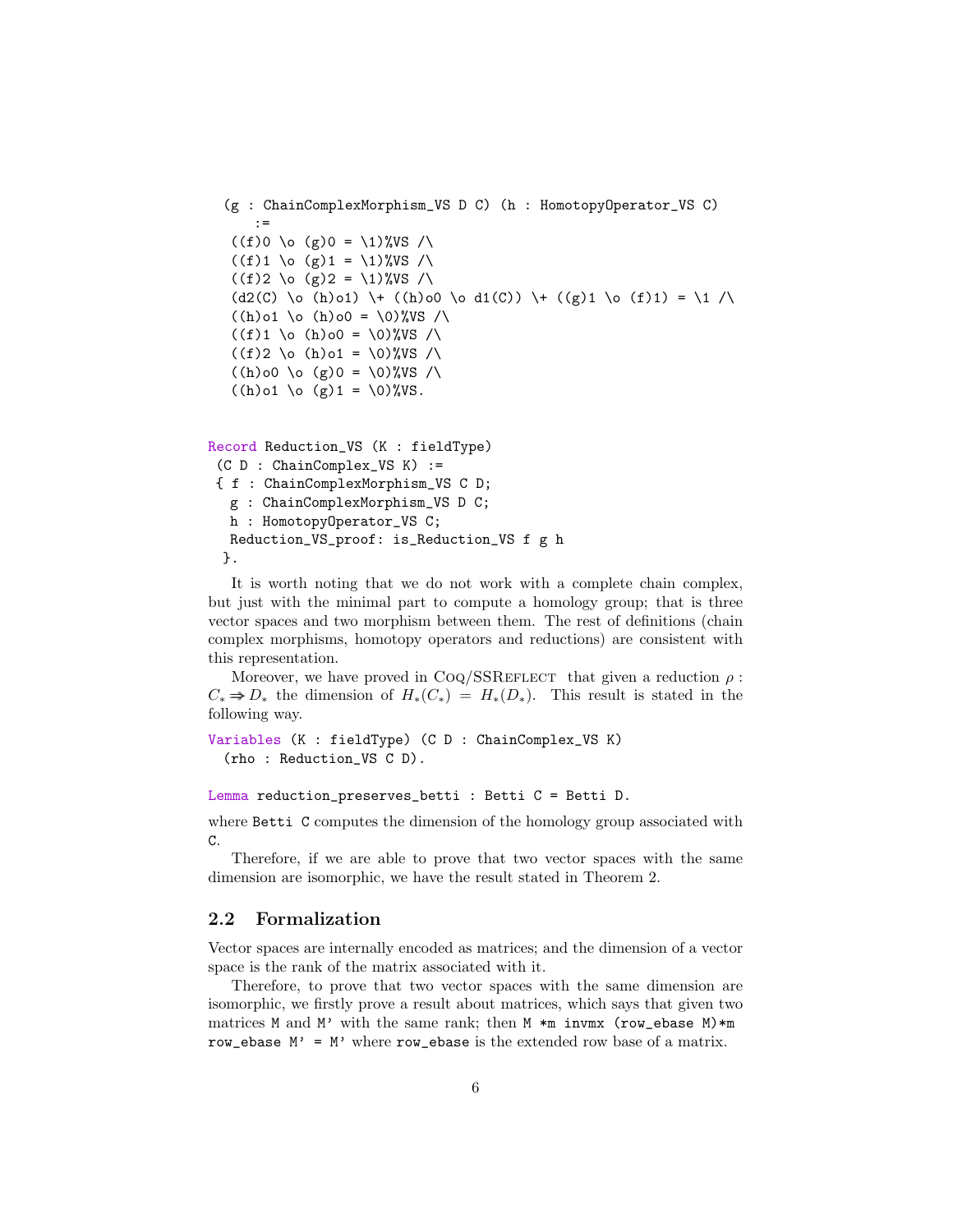```
  (g : ChainComplexMorphism_VS D C) (h : HomotopyOperator_VS C)
     :=
   ((f)0 \o (g)0 = \1)%VS /\
   ((f)1 \o (g)1 = \1)%VS /\
   ((f)2 \o (g)2 = \1)%VS /\
   (d2(C) \o (h)o1) \+ ((h)o0 \o d1(C)) \+ ((g)1 \o (f)1) = \1 /\
   ((h)o1 \o (h)o0 = \0)%VS /\
   ((f)1 \o (h)o0 = \0)%VS /\
   ((f)2 \o (h)o1 = \0)%VS /\
   ((h)o0 \o (g)0 = \0)%VS /\
   ((h)o1 \o (g)1 = \0)%VS.


Record Reduction_VS (K : fieldType)
 (C D : ChainComplex_VS K) :=
 { f : ChainComplexMorphism_VS C D;
   g : ChainComplexMorphism_VS D C;
   h : HomotopyOperator_VS C;
   Reduction_VS_proof: is_Reduction_VS f g h
  }.
```

It is worth noting that we do not work with a complete chain complex, but just with the minimal part to compute a homology group; that is three vector spaces and two morphism between them. The rest of definitions (chain complex morphisms, homotopy operators and reductions) are consistent with this representation.

Moreover, we have proved in Coq/SSReflect that given a reduction $\rho : C_* \Rrightarrow D_*$ the dimension of $H_*(C_*) = H_*(D_*)$. This result is stated in the following way.

```
Variables (K : fieldType) (C D : ChainComplex_VS K)
  (rho : Reduction_VS C D).

Lemma reduction_preserves_betti : Betti C = Betti D.
```

where `Betti C` computes the dimension of the homology group associated with `C`.

Therefore, if we are able to prove that two vector spaces with the same dimension are isomorphic, we have the result stated in Theorem 2.

## 2.2 Formalization

Vector spaces are internally encoded as matrices; and the dimension of a vector space is the rank of the matrix associated with it.

Therefore, to prove that two vector spaces with the same dimension are isomorphic, we firstly prove a result about matrices, which says that given two matrices `M` and `M'` with the same rank; then `M *m invmx (row_ebase M)*m row_ebase M' = M'` where `row_ebase` is the extended row base of a matrix.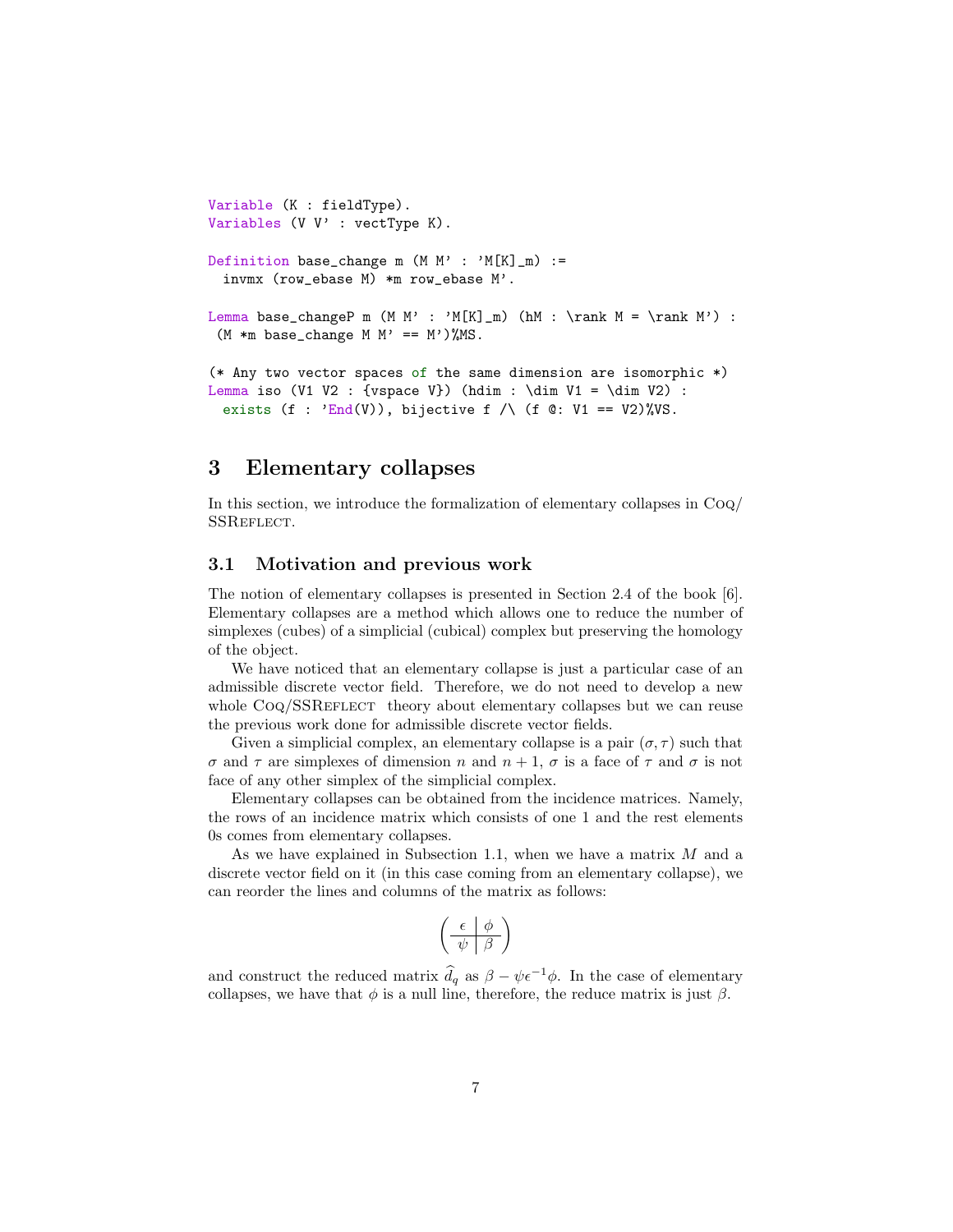```
Variable (K : fieldType).
Variables (V V' : vectType K).

Definition base_change m (M M' : 'M[K]_m) :=
  invmx (row_ebase M) *m row_ebase M'.

Lemma base_changeP m (M M' : 'M[K]_m) (hM : \rank M = \rank M') :
 (M *m base_change M M' == M')%MS.

(* Any two vector spaces of the same dimension are isomorphic *)
Lemma iso (V1 V2 : {vspace V}) (hdim : \dim V1 = \dim V2) :
  exists (f : 'End(V)), bijective f /\ (f @: V1 == V2)%VS.
```

## 3 Elementary collapses

In this section, we introduce the formalization of elementary collapses in Coq/SSReflect.

### 3.1 Motivation and previous work

The notion of elementary collapses is presented in Section 2.4 of the book [6]. Elementary collapses are a method which allows one to reduce the number of simplexes (cubes) of a simplicial (cubical) complex but preserving the homology of the object.

We have noticed that an elementary collapse is just a particular case of an admissible discrete vector field. Therefore, we do not need to develop a new whole Coq/SSReflect theory about elementary collapses but we can reuse the previous work done for admissible discrete vector fields.

Given a simplicial complex, an elementary collapse is a pair $(\sigma, \tau)$ such that $\sigma$ and $\tau$ are simplexes of dimension $n$ and $n+1$, $\sigma$ is a face of $\tau$ and $\sigma$ is not face of any other simplex of the simplicial complex.

Elementary collapses can be obtained from the incidence matrices. Namely, the rows of an incidence matrix which consists of one 1 and the rest elements 0s comes from elementary collapses.

As we have explained in Subsection 1.1, when we have a matrix $M$ and a discrete vector field on it (in this case coming from an elementary collapse), we can reorder the lines and columns of the matrix as follows:

$$\left(\begin{array}{c|c} \epsilon & \phi \\ \hline \psi & \beta \end{array}\right)$$

and construct the reduced matrix $\widehat{d_q}$ as $\beta - \psi\epsilon^{-1}\phi$. In the case of elementary collapses, we have that $\phi$ is a null line, therefore, the reduce matrix is just $\beta$.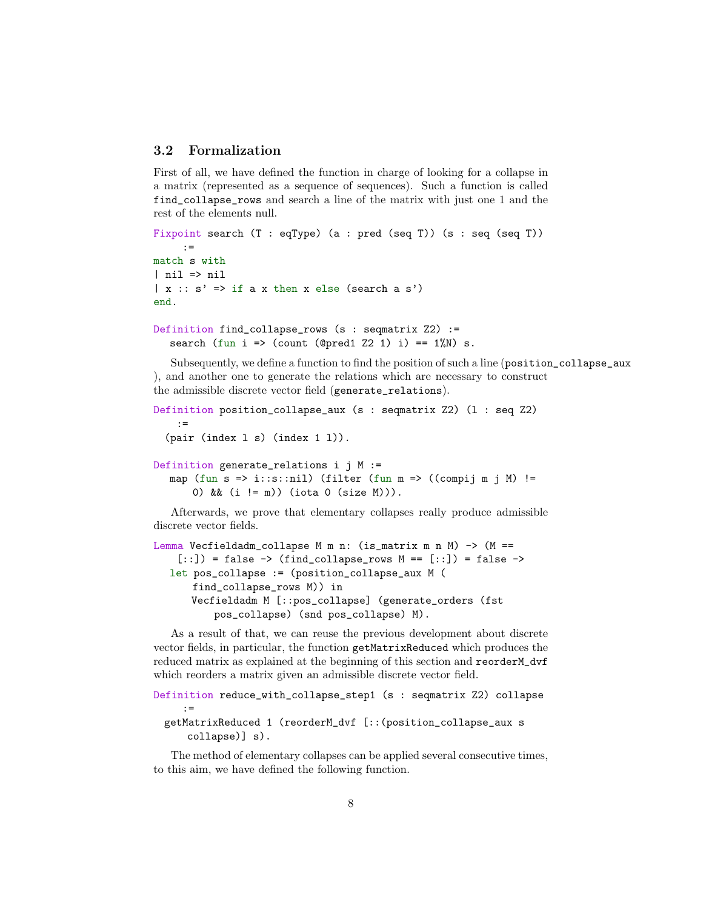### 3.2 Formalization

First of all, we have defined the function in charge of looking for a collapse in a matrix (represented as a sequence of sequences). Such a function is called `find_collapse_rows` and search a line of the matrix with just one 1 and the rest of the elements null.

```
Fixpoint search (T : eqType) (a : pred (seq T)) (s : seq (seq T))
     :=
match s with
| nil => nil
| x :: s' => if a x then x else (search a s')
end.

Definition find_collapse_rows (s : seqmatrix Z2) :=
   search (fun i => (count (@pred1 Z2 1) i) == 1%N) s.
```

Subsequently, we define a function to find the position of such a line (`position_collapse_aux` ), and another one to generate the relations which are necessary to construct the admissible discrete vector field (`generate_relations`).

```
Definition position_collapse_aux (s : seqmatrix Z2) (l : seq Z2)
    :=
  (pair (index l s) (index 1 l)).

Definition generate_relations i j M :=
   map (fun s => i::s::nil) (filter (fun m => ((compij m j M) !=
      0) && (i != m)) (iota 0 (size M))).
```

Afterwards, we prove that elementary collapses really produce admissible discrete vector fields.

```
Lemma Vecfieldadm_collapse M m n: (is_matrix m n M) -> (M ==
    [::]) = false -> (find_collapse_rows M == [::]) = false ->
   let pos_collapse := (position_collapse_aux M (
      find_collapse_rows M)) in
      Vecfieldadm M [::pos_collapse] (generate_orders (fst
         pos_collapse) (snd pos_collapse) M).
```

As a result of that, we can reuse the previous development about discrete vector fields, in particular, the function `getMatrixReduced` which produces the reduced matrix as explained at the beginning of this section and `reorderM_dvf` which reorders a matrix given an admissible discrete vector field.

```
Definition reduce_with_collapse_step1 (s : seqmatrix Z2) collapse
     :=
  getMatrixReduced 1 (reorderM_dvf [::(position_collapse_aux s
     collapse)] s).
```

The method of elementary collapses can be applied several consecutive times, to this aim, we have defined the following function.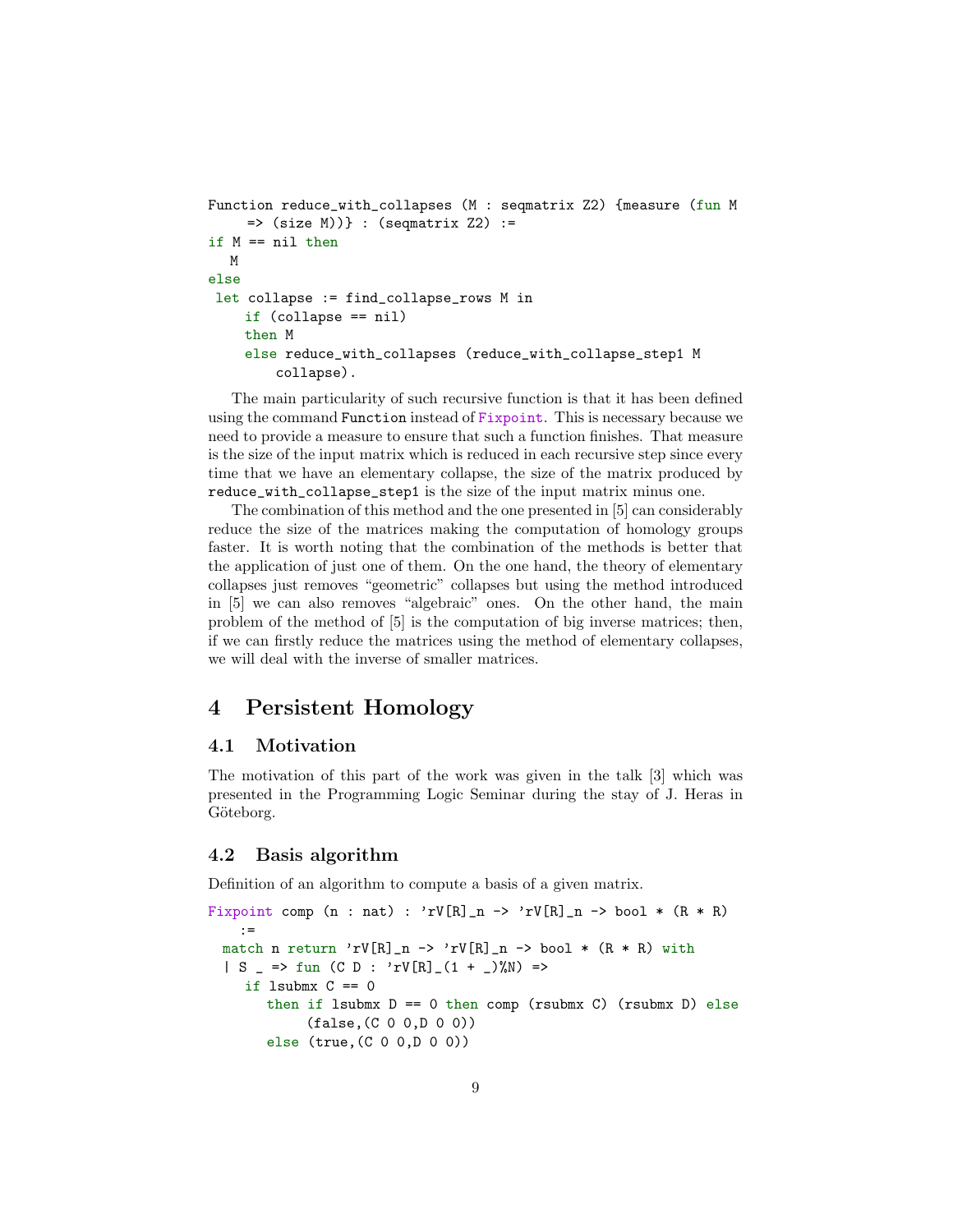```
Function reduce_with_collapses (M : seqmatrix Z2) {measure (fun M
     => (size M))} : (seqmatrix Z2) :=
if M == nil then
   M
else
 let collapse := find_collapse_rows M in
     if (collapse == nil)
     then M
     else reduce_with_collapses (reduce_with_collapse_step1 M
         collapse).
```

The main particularity of such recursive function is that it has been defined using the command `Function` instead of `Fixpoint`. This is necessary because we need to provide a measure to ensure that such a function finishes. That measure is the size of the input matrix which is reduced in each recursive step since every time that we have an elementary collapse, the size of the matrix produced by `reduce_with_collapse_step1` is the size of the input matrix minus one.

The combination of this method and the one presented in [5] can considerably reduce the size of the matrices making the computation of homology groups faster. It is worth noting that the combination of the methods is better that the application of just one of them. On the one hand, the theory of elementary collapses just removes "geometric" collapses but using the method introduced in [5] we can also removes "algebraic" ones. On the other hand, the main problem of the method of [5] is the computation of big inverse matrices; then, if we can firstly reduce the matrices using the method of elementary collapses, we will deal with the inverse of smaller matrices.

# 4 Persistent Homology

## 4.1 Motivation

The motivation of this part of the work was given in the talk [3] which was presented in the Programming Logic Seminar during the stay of J. Heras in Göteborg.

## 4.2 Basis algorithm

Definition of an algorithm to compute a basis of a given matrix.

```
Fixpoint comp (n : nat) : 'rV[R]_n -> 'rV[R]_n -> bool * (R * R)
    :=
  match n return 'rV[R]_n -> 'rV[R]_n -> bool * (R * R) with
  | S _ => fun (C D : 'rV[R]_(1 + _)%N) =>
     if lsubmx C == 0
        then if lsubmx D == 0 then comp (rsubmx C) (rsubmx D) else
             (false,(C 0 0,D 0 0))
        else (true,(C 0 0,D 0 0))
```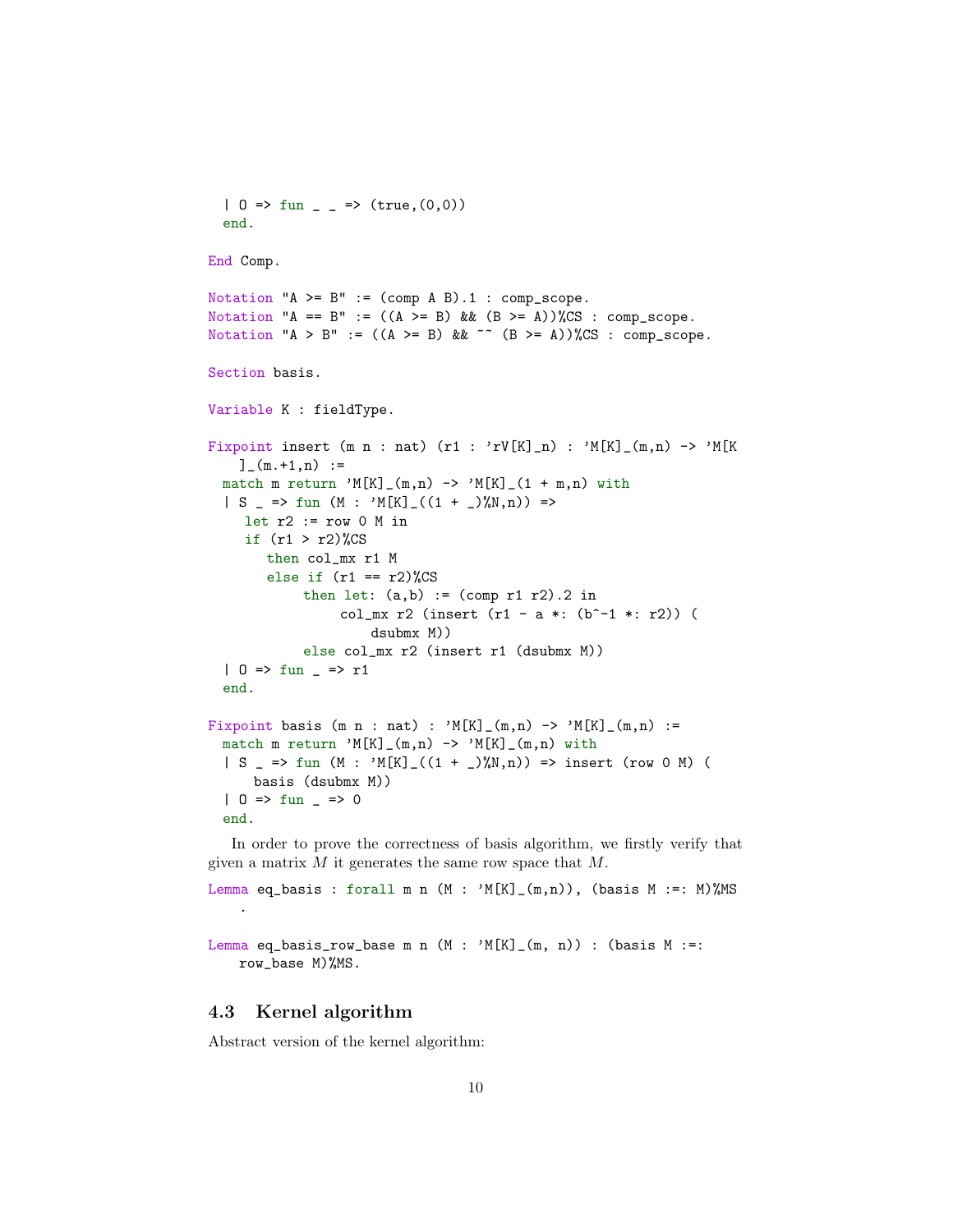```
  | O => fun _ _ => (true,(0,0))
  end.

End Comp.

Notation "A >= B" := (comp A B).1 : comp_scope.
Notation "A == B" := ((A >= B) && (B >= A))%CS : comp_scope.
Notation "A > B" := ((A >= B) && ~~ (B >= A))%CS : comp_scope.

Section basis.

Variable K : fieldType.

Fixpoint insert (m n : nat) (r1 : 'rV[K]_n) : 'M[K]_(m,n) -> 'M[K
    ]_(m.+1,n) :=
  match m return 'M[K]_(m,n) -> 'M[K]_(1 + m,n) with
  | S _ => fun (M : 'M[K]_((1 + _)%N,n)) =>
     let r2 := row 0 M in
     if (r1 > r2)%CS
        then col_mx r1 M
        else if (r1 == r2)%CS
             then let: (a,b) := (comp r1 r2).2 in
                  col_mx r2 (insert (r1 - a *: (b^-1 *: r2)) (
                      dsubmx M))
             else col_mx r2 (insert r1 (dsubmx M))
  | O => fun _ => r1
  end.

Fixpoint basis (m n : nat) : 'M[K]_(m,n) -> 'M[K]_(m,n) :=
  match m return 'M[K]_(m,n) -> 'M[K]_(m,n) with
  | S _ => fun (M : 'M[K]_((1 + _)%N,n)) => insert (row 0 M) (
      basis (dsubmx M))
  | O => fun _ => 0
  end.
```

In order to prove the correctness of basis algorithm, we firstly verify that given a matrix $M$ it generates the same row space that $M$.

```
Lemma eq_basis : forall m n (M : 'M[K]_(m,n)), (basis M :=: M)%MS
    .

Lemma eq_basis_row_base m n (M : 'M[K]_(m, n)) : (basis M :=:
    row_base M)%MS.
```

### 4.3 Kernel algorithm

Abstract version of the kernel algorithm: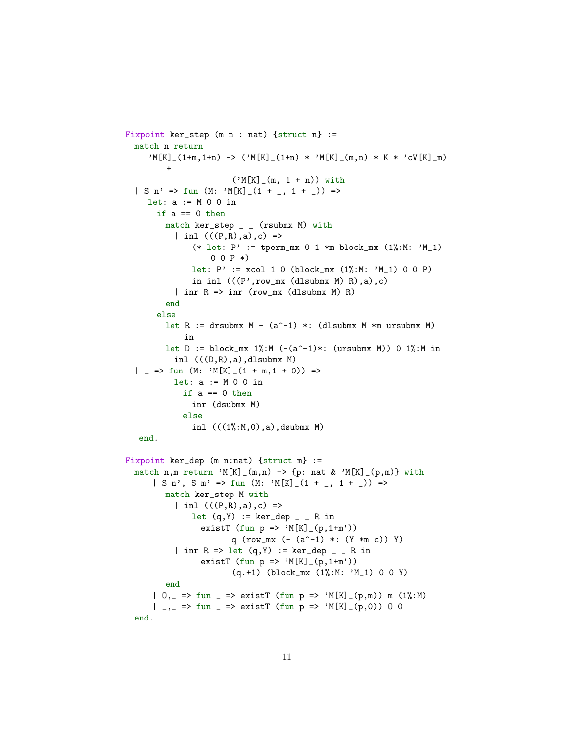```
Fixpoint ker_step (m n : nat) {struct n} :=
  match n return
     'M[K]_(1+m,1+n) -> ('M[K]_(1+n) * 'M[K]_(m,n) * K * 'cV[K]_m)
        +
                        ('M[K]_(m, 1 + n)) with
  | S n' => fun (M: 'M[K]_(1 + _, 1 + _)) =>
     let: a := M 0 0 in
       if a == 0 then
         match ker_step _ _ (rsubmx M) with
           | inl (((P,R),a),c) =>
               (* let: P' := tperm_mx 0 1 *m block_mx (1%:M: 'M_1)
                   0 0 P *)
               let: P' := xcol 1 0 (block_mx (1%:M: 'M_1) 0 0 P)
               in inl (((P',row_mx (dlsubmx M) R),a),c)
           | inr R => inr (row_mx (dlsubmx M) R)
         end
       else
         let R := drsubmx M - (a^-1) *: (dlsubmx M *m ursubmx M)
             in
         let D := block_mx 1%:M (-(a^-1)*: (ursubmx M)) 0 1%:M in
           inl (((D,R),a),dlsubmx M)
  | _ => fun (M: 'M[K]_(1 + m,1 + 0)) =>
           let: a := M 0 0 in
             if a == 0 then
               inr (dsubmx M)
             else
               inl (((1%:M,0),a),dsubmx M)
   end.

Fixpoint ker_dep (m n:nat) {struct m} :=
  match n,m return 'M[K]_(m,n) -> {p: nat & 'M[K]_(p,m)} with
      | S n', S m' => fun (M: 'M[K]_(1 + _, 1 + _)) =>
         match ker_step M with
           | inl (((P,R),a),c) =>
               let (q,Y) := ker_dep _ _ R in
                 existT (fun p => 'M[K]_(p,1+m'))
                        q (row_mx (- (a^-1) *: (Y *m c)) Y)
           | inr R => let (q,Y) := ker_dep _ _ R in
                 existT (fun p => 'M[K]_(p,1+m'))
                        (q.+1) (block_mx (1%:M: 'M_1) 0 0 Y)
         end
      | O,_ => fun _ => existT (fun p => 'M[K]_(p,m)) m (1%:M)
      | _,_ => fun _ => existT (fun p => 'M[K]_(p,0)) 0 0
  end.
```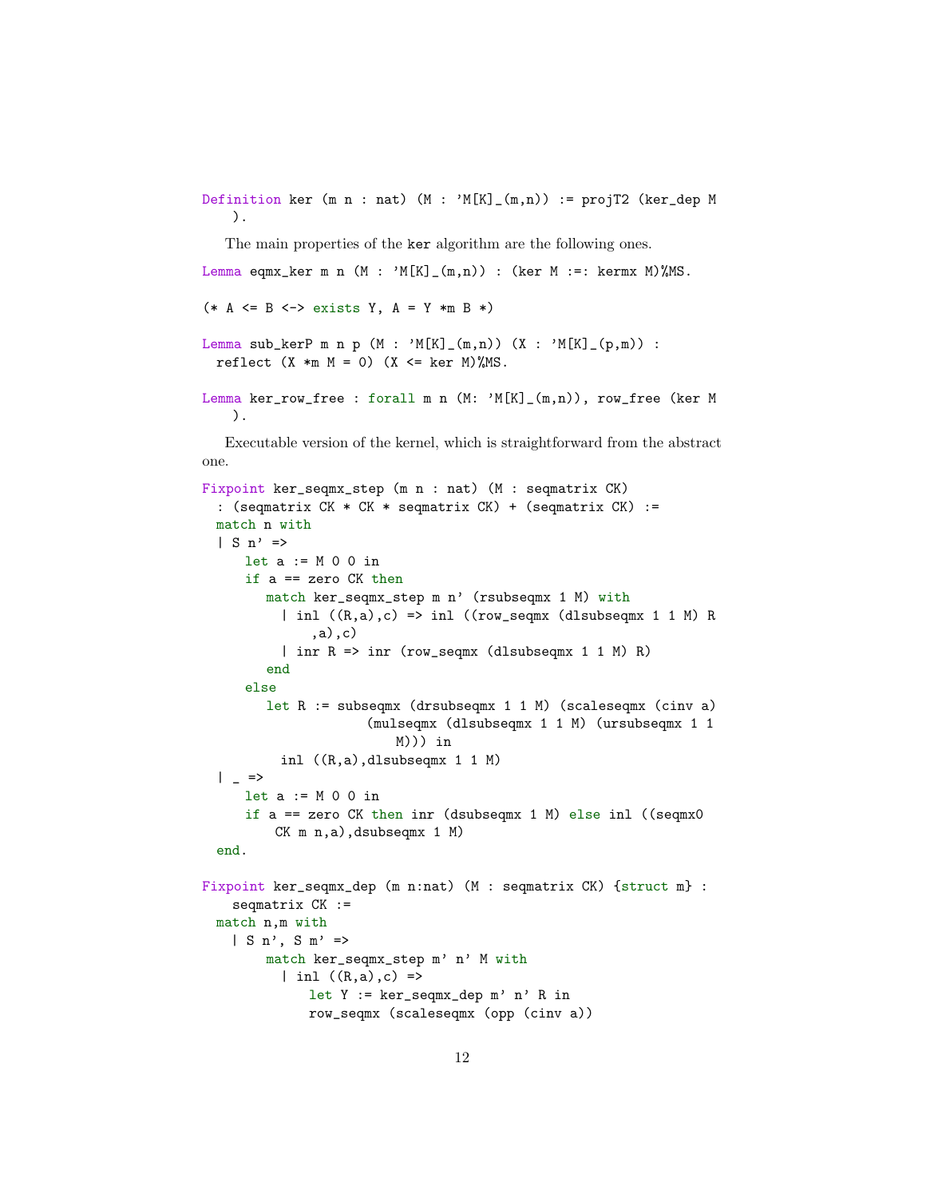```
Definition ker (m n : nat) (M : 'M[K]_(m,n)) := projT2 (ker_dep M
    ).
```

The main properties of the ker algorithm are the following ones.

```
Lemma eqmx_ker m n (M : 'M[K]_(m,n)) : (ker M :=: kermx M)%MS.

(* A <= B <-> exists Y, A = Y *m B *)

Lemma sub_kerP m n p (M : 'M[K]_(m,n)) (X : 'M[K]_(p,m)) :
  reflect (X *m M = 0) (X <= ker M)%MS.

Lemma ker_row_free : forall m n (M: 'M[K]_(m,n)), row_free (ker M
    ).
```

Executable version of the kernel, which is straightforward from the abstract one.

```
Fixpoint ker_seqmx_step (m n : nat) (M : seqmatrix CK)
  : (seqmatrix CK * CK * seqmatrix CK) + (seqmatrix CK) :=
  match n with
  | S n' =>
     let a := M 0 0 in
     if a == zero CK then
        match ker_seqmx_step m n' (rsubseqmx 1 M) with
          | inl ((R,a),c) => inl ((row_seqmx (dlsubseqmx 1 1 M) R
              ,a),c)
          | inr R => inr (row_seqmx (dlsubseqmx 1 1 M) R)
        end
     else
        let R := subseqmx (drsubseqmx 1 1 M) (scaleseqmx (cinv a)
                   (mulseqmx (dlsubseqmx 1 1 M) (ursubseqmx 1 1
                       M))) in
          inl ((R,a),dlsubseqmx 1 1 M)
  | _ =>
     let a := M 0 0 in
     if a == zero CK then inr (dsubseqmx 1 M) else inl ((seqmx0
         CK m n,a),dsubseqmx 1 M)
  end.

Fixpoint ker_seqmx_dep (m n:nat) (M : seqmatrix CK) {struct m} :
    seqmatrix CK :=
  match n,m with
    | S n', S m' =>
        match ker_seqmx_step m' n' M with
          | inl ((R,a),c) =>
              let Y := ker_seqmx_dep m' n' R in
              row_seqmx (scaleseqmx (opp (cinv a))
```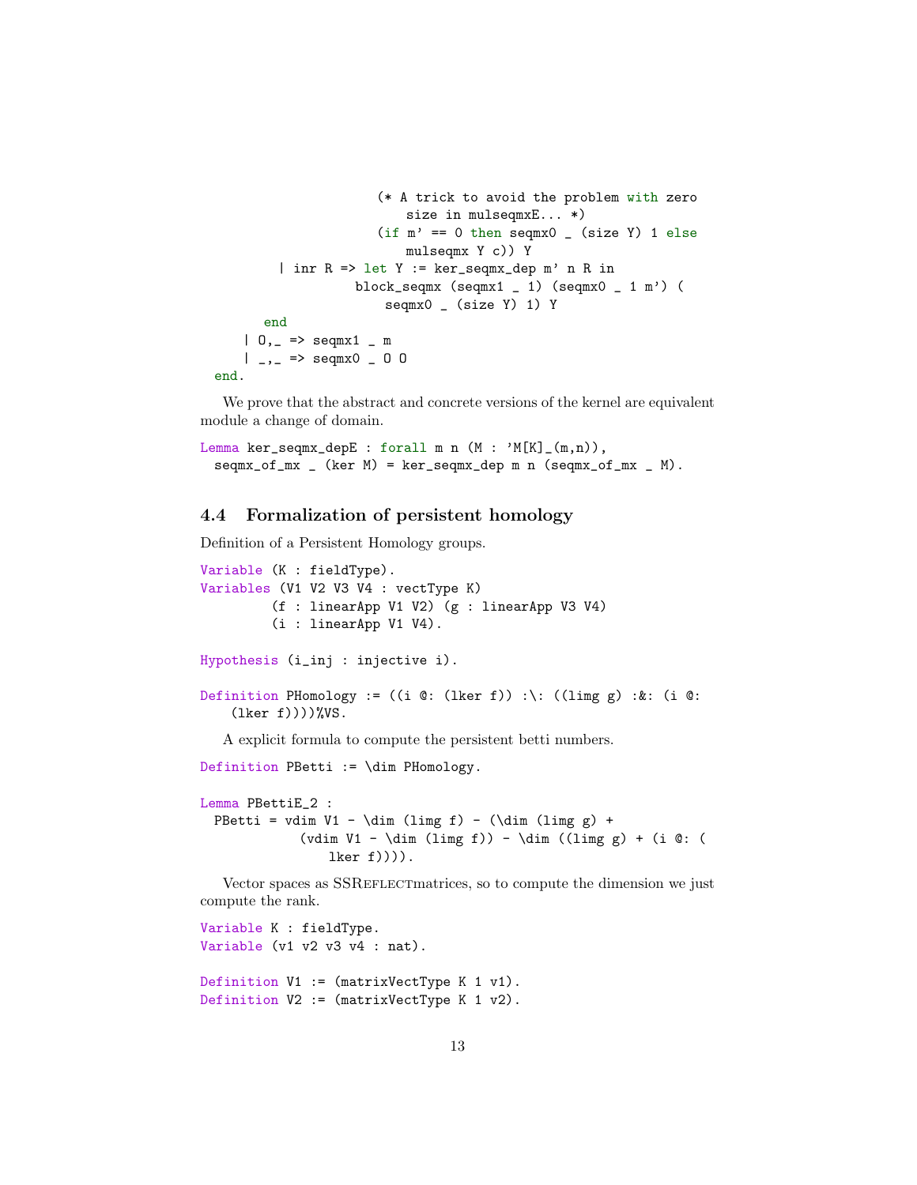```
                  (* A trick to avoid the problem with zero
                     size in mulseqmxE... *)
                  (if m' == 0 then seqmx0 _ (size Y) 1 else
                     mulseqmx Y c)) Y
        | inr R => let Y := ker_seqmx_dep m' n R in
                   block_seqmx (seqmx1 _ 1) (seqmx0 _ 1 m') (
                      seqmx0 _ (size Y) 1) Y
      end
    | 0,_ => seqmx1 _ m
    | _,_ => seqmx0 _ 0 0
  end.
```

We prove that the abstract and concrete versions of the kernel are equivalent module a change of domain.

```
Lemma ker_seqmx_depE : forall m n (M : 'M[K]_(m,n)),
  seqmx_of_mx _ (ker M) = ker_seqmx_dep m n (seqmx_of_mx _ M).
```

### 4.4 Formalization of persistent homology

Definition of a Persistent Homology groups.

```
Variable (K : fieldType).
Variables (V1 V2 V3 V4 : vectType K)
          (f : linearApp V1 V2) (g : linearApp V3 V4)
          (i : linearApp V1 V4).

Hypothesis (i_inj : injective i).

Definition PHomology := ((i @: (lker f)) :\: ((limg g) :&: (i @:
    (lker f))))%VS.
```

A explicit formula to compute the persistent betti numbers.

```
Definition PBetti := \dim PHomology.

Lemma PBettiE_2 :
  PBetti = vdim V1 - \dim (limg f) - (\dim (limg g) +
             (vdim V1 - \dim (limg f)) - \dim ((limg g) + (i @: (
                lker f)))).
```

Vector spaces as SSReflectmatrices, so to compute the dimension we just compute the rank.

```
Variable K : fieldType.
Variable (v1 v2 v3 v4 : nat).

Definition V1 := (matrixVectType K 1 v1).
Definition V2 := (matrixVectType K 1 v2).
```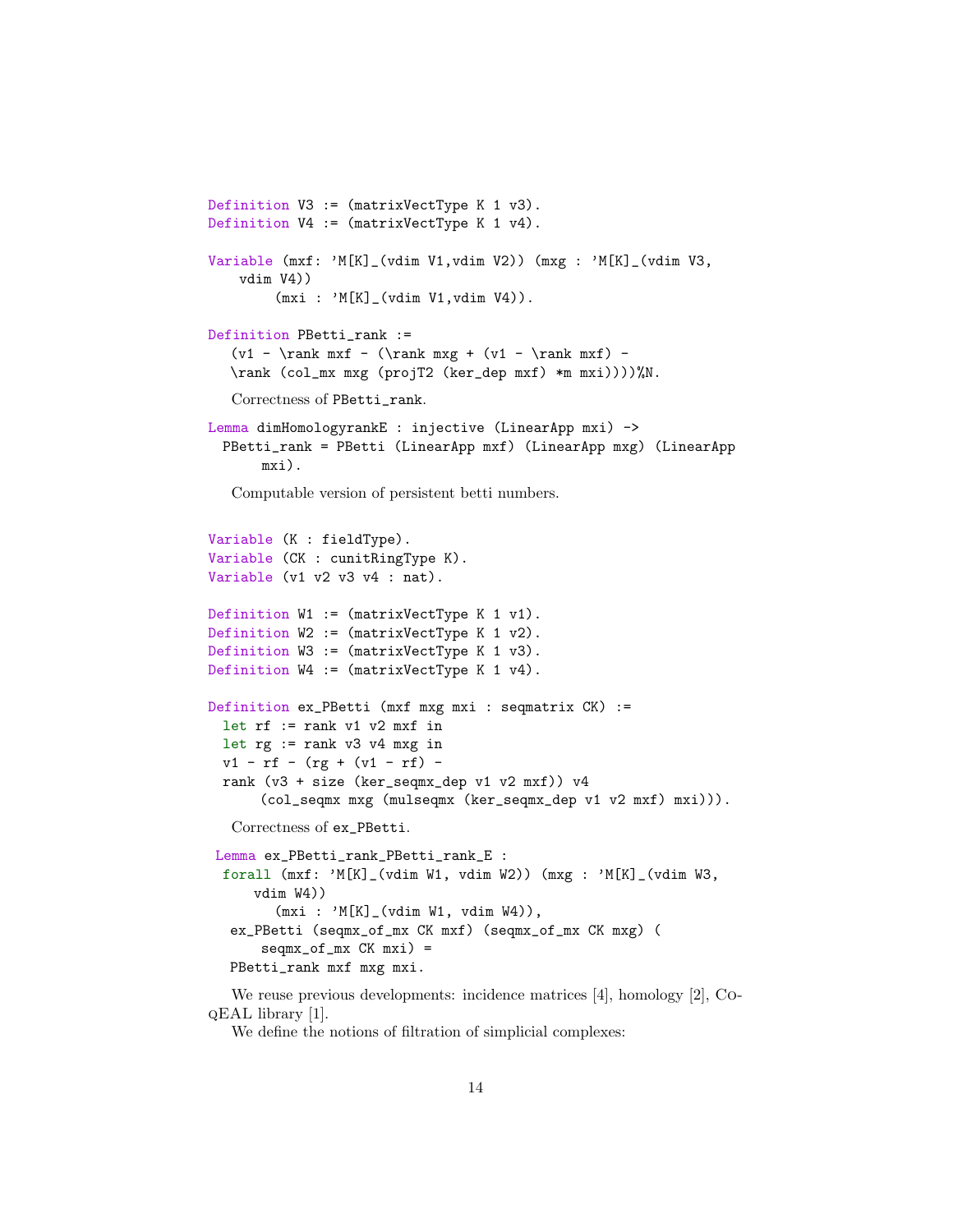```
Definition V3 := (matrixVectType K 1 v3).
Definition V4 := (matrixVectType K 1 v4).

Variable (mxf: 'M[K]_(vdim V1,vdim V2)) (mxg : 'M[K]_(vdim V3,
    vdim V4))
        (mxi : 'M[K]_(vdim V1,vdim V4)).

Definition PBetti_rank :=
   (v1 - \rank mxf - (\rank mxg + (v1 - \rank mxf) -
   \rank (col_mx mxg (projT2 (ker_dep mxf) *m mxi))))%N.
```

Correctness of PBetti_rank.

```
Lemma dimHomologyrankE : injective (LinearApp mxi) ->
  PBetti_rank = PBetti (LinearApp mxf) (LinearApp mxg) (LinearApp
      mxi).
```

Computable version of persistent betti numbers.

```
Variable (K : fieldType).
Variable (CK : cunitRingType K).
Variable (v1 v2 v3 v4 : nat).

Definition W1 := (matrixVectType K 1 v1).
Definition W2 := (matrixVectType K 1 v2).
Definition W3 := (matrixVectType K 1 v3).
Definition W4 := (matrixVectType K 1 v4).

Definition ex_PBetti (mxf mxg mxi : seqmatrix CK) :=
  let rf := rank v1 v2 mxf in
  let rg := rank v3 v4 mxg in
  v1 - rf - (rg + (v1 - rf) -
  rank (v3 + size (ker_seqmx_dep v1 v2 mxf)) v4
      (col_seqmx mxg (mulseqmx (ker_seqmx_dep v1 v2 mxf) mxi))).
```

Correctness of ex_PBetti.

```
Lemma ex_PBetti_rank_PBetti_rank_E :
  forall (mxf: 'M[K]_(vdim W1, vdim W2)) (mxg : 'M[K]_(vdim W3,
     vdim W4))
        (mxi : 'M[K]_(vdim W1, vdim W4)),
   ex_PBetti (seqmx_of_mx CK mxf) (seqmx_of_mx CK mxg) (
      seqmx_of_mx CK mxi) =
   PBetti_rank mxf mxg mxi.
```

We reuse previous developments: incidence matrices [4], homology [2], CoqEAL library [1].

We define the notions of filtration of simplicial complexes: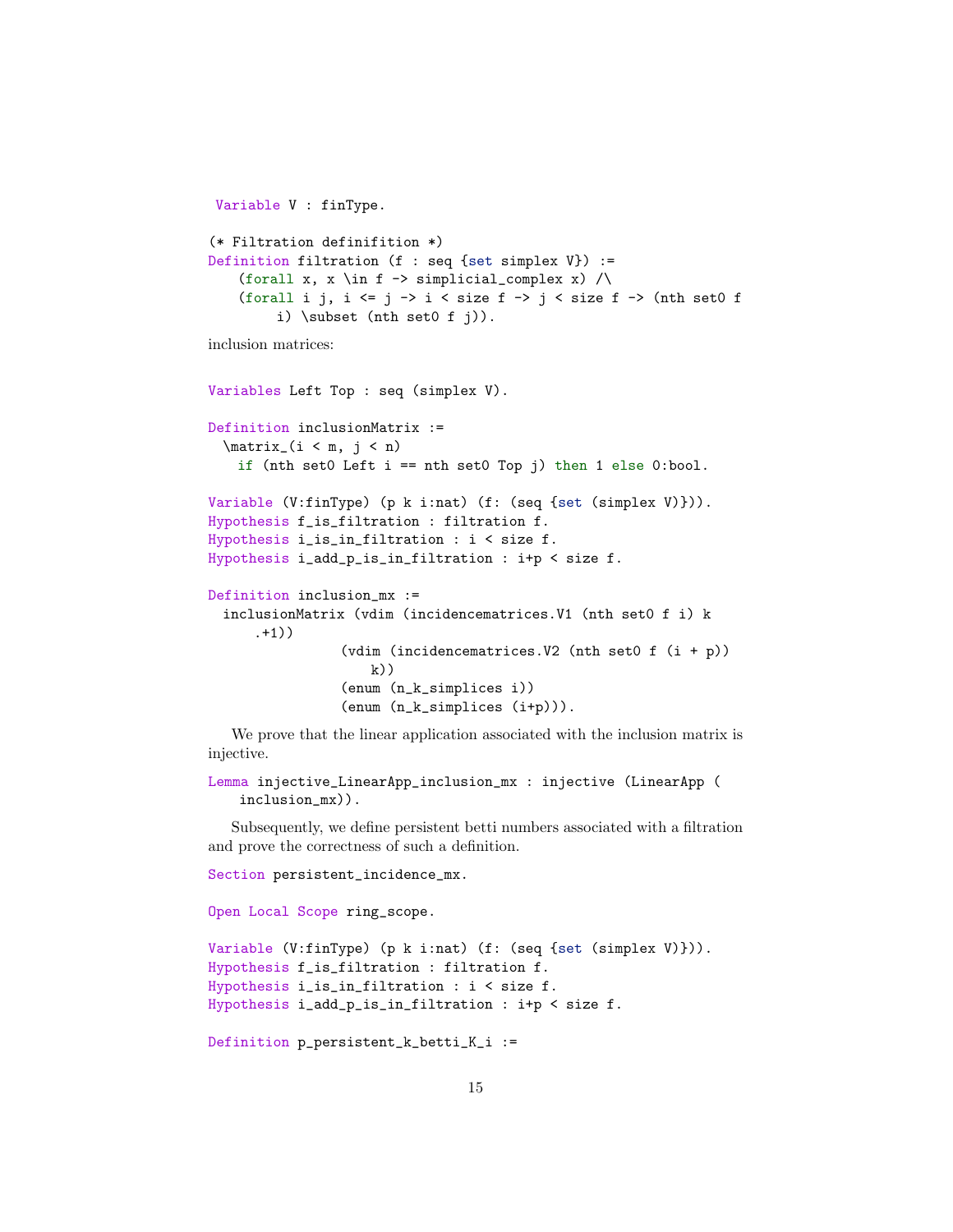```
Variable V : finType.

(* Filtration definifition *)
Definition filtration (f : seq {set simplex V}) :=
    (forall x, x \in f -> simplicial_complex x) /\
    (forall i j, i <= j -> i < size f -> j < size f -> (nth set0 f
        i) \subset (nth set0 f j)).
```

inclusion matrices:

```
Variables Left Top : seq (simplex V).

Definition inclusionMatrix :=
  \matrix_(i < m, j < n)
    if (nth set0 Left i == nth set0 Top j) then 1 else 0:bool.

Variable (V:finType) (p k i:nat) (f: (seq {set (simplex V)})).
Hypothesis f_is_filtration : filtration f.
Hypothesis i_is_in_filtration : i < size f.
Hypothesis i_add_p_is_in_filtration : i+p < size f.

Definition inclusion_mx :=
  inclusionMatrix (vdim (incidencematrices.V1 (nth set0 f i) k
      .+1))
                (vdim (incidencematrices.V2 (nth set0 f (i + p))
                    k))
                (enum (n_k_simplices i))
                (enum (n_k_simplices (i+p))).
```

We prove that the linear application associated with the inclusion matrix is injective.

```
Lemma injective_LinearApp_inclusion_mx : injective (LinearApp (
    inclusion_mx)).
```

Subsequently, we define persistent betti numbers associated with a filtration and prove the correctness of such a definition.

```
Section persistent_incidence_mx.

Open Local Scope ring_scope.

Variable (V:finType) (p k i:nat) (f: (seq {set (simplex V)})).
Hypothesis f_is_filtration : filtration f.
Hypothesis i_is_in_filtration : i < size f.
Hypothesis i_add_p_is_in_filtration : i+p < size f.

Definition p_persistent_k_betti_K_i :=
```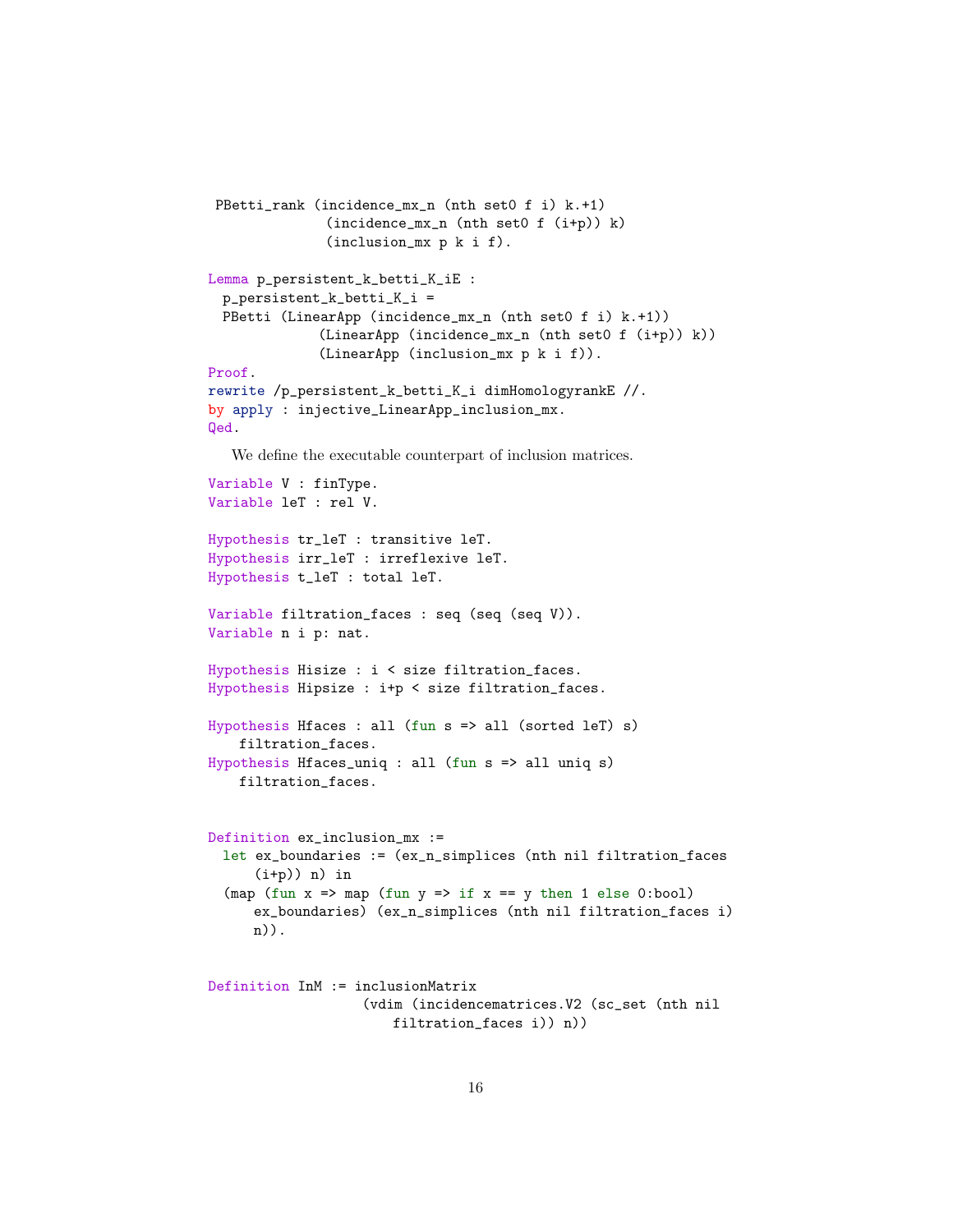```
 PBetti_rank (incidence_mx_n (nth set0 f i) k.+1)
              (incidence_mx_n (nth set0 f (i+p)) k)
              (inclusion_mx p k i f).

Lemma p_persistent_k_betti_K_iE :
  p_persistent_k_betti_K_i =
  PBetti (LinearApp (incidence_mx_n (nth set0 f i) k.+1))
             (LinearApp (incidence_mx_n (nth set0 f (i+p)) k))
             (LinearApp (inclusion_mx p k i f)).
Proof.
rewrite /p_persistent_k_betti_K_i dimHomologyrankE //.
by apply : injective_LinearApp_inclusion_mx.
Qed.
```

We define the executable counterpart of inclusion matrices.

```
Variable V : finType.
Variable leT : rel V.

Hypothesis tr_leT : transitive leT.
Hypothesis irr_leT : irreflexive leT.
Hypothesis t_leT : total leT.

Variable filtration_faces : seq (seq (seq V)).
Variable n i p: nat.

Hypothesis Hisize : i < size filtration_faces.
Hypothesis Hipsize : i+p < size filtration_faces.

Hypothesis Hfaces : all (fun s => all (sorted leT) s)
    filtration_faces.
Hypothesis Hfaces_uniq : all (fun s => all uniq s)
    filtration_faces.


Definition ex_inclusion_mx :=
  let ex_boundaries := (ex_n_simplices (nth nil filtration_faces
      (i+p)) n) in
  (map (fun x => map (fun y => if x == y then 1 else 0:bool)
      ex_boundaries) (ex_n_simplices (nth nil filtration_faces i)
      n)).


Definition InM := inclusionMatrix
                   (vdim (incidencematrices.V2 (sc_set (nth nil
                       filtration_faces i)) n))
```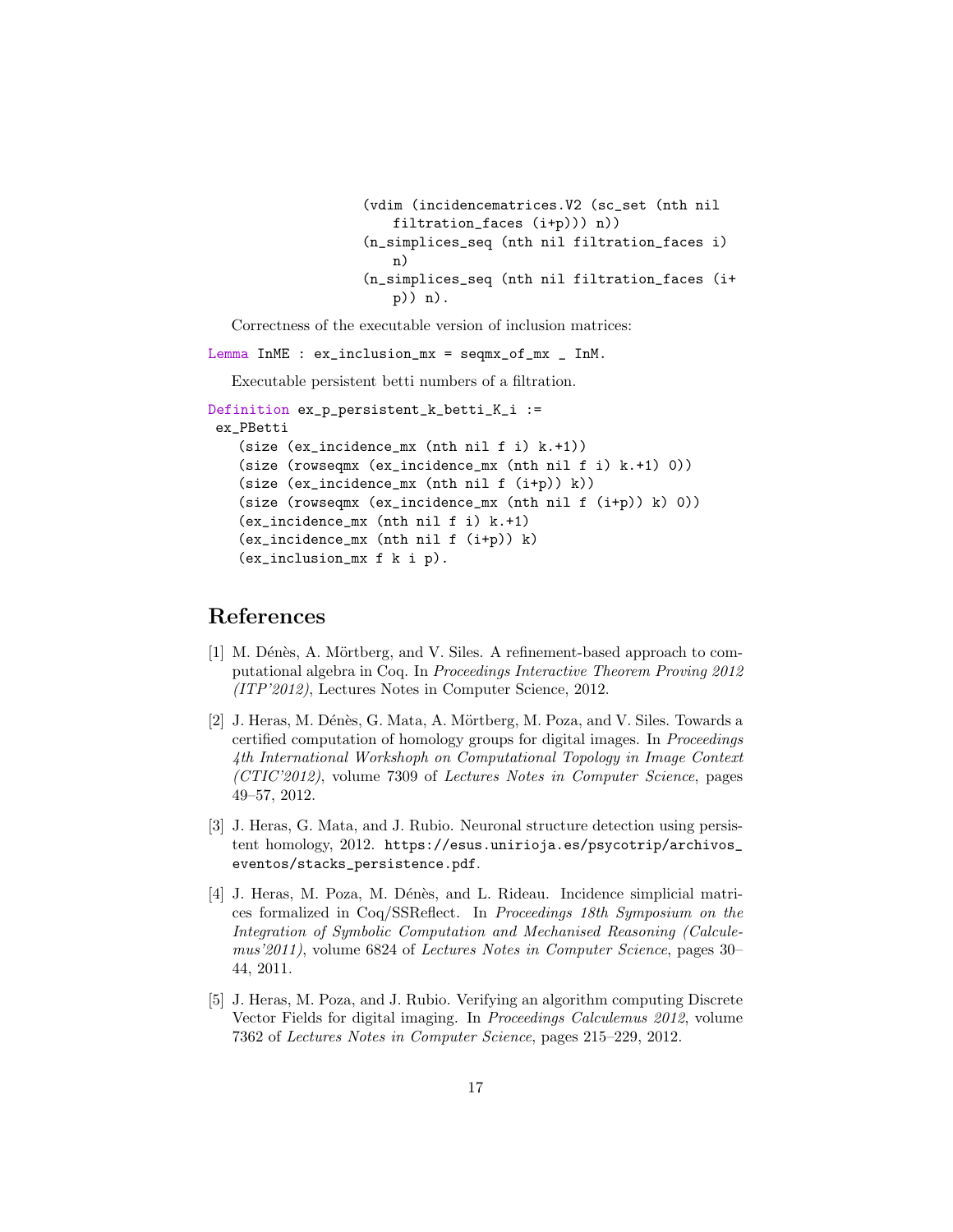```
                    (vdim (incidencematrices.V2 (sc_set (nth nil
                        filtration_faces (i+p))) n))
                    (n_simplices_seq (nth nil filtration_faces i)
                        n)
                    (n_simplices_seq (nth nil filtration_faces (i+
                        p)) n).
```

Correctness of the executable version of inclusion matrices:

```
Lemma InME : ex_inclusion_mx = seqmx_of_mx _ InM.
```

Executable persistent betti numbers of a filtration.

```
Definition ex_p_persistent_k_betti_K_i :=
 ex_PBetti
    (size (ex_incidence_mx (nth nil f i) k.+1))
    (size (rowseqmx (ex_incidence_mx (nth nil f i) k.+1) 0))
    (size (ex_incidence_mx (nth nil f (i+p)) k))
    (size (rowseqmx (ex_incidence_mx (nth nil f (i+p)) k) 0))
    (ex_incidence_mx (nth nil f i) k.+1)
    (ex_incidence_mx (nth nil f (i+p)) k)
    (ex_inclusion_mx f k i p).
```

## References

[1] M. Dénès, A. Mörtberg, and V. Siles. A refinement-based approach to computational algebra in Coq. In *Proceedings Interactive Theorem Proving 2012 (ITP'2012)*, Lectures Notes in Computer Science, 2012.

[2] J. Heras, M. Dénès, G. Mata, A. Mörtberg, M. Poza, and V. Siles. Towards a certified computation of homology groups for digital images. In *Proceedings 4th International Workshoph on Computational Topology in Image Context (CTIC'2012)*, volume 7309 of *Lectures Notes in Computer Science*, pages 49–57, 2012.

[3] J. Heras, G. Mata, and J. Rubio. Neuronal structure detection using persistent homology, 2012. https://esus.unirioja.es/psycotrip/archivos_eventos/stacks_persistence.pdf.

[4] J. Heras, M. Poza, M. Dénès, and L. Rideau. Incidence simplicial matrices formalized in Coq/SSReflect. In *Proceedings 18th Symposium on the Integration of Symbolic Computation and Mechanised Reasoning (Calculemus'2011)*, volume 6824 of *Lectures Notes in Computer Science*, pages 30–44, 2011.

[5] J. Heras, M. Poza, and J. Rubio. Verifying an algorithm computing Discrete Vector Fields for digital imaging. In *Proceedings Calculemus 2012*, volume 7362 of *Lectures Notes in Computer Science*, pages 215–229, 2012.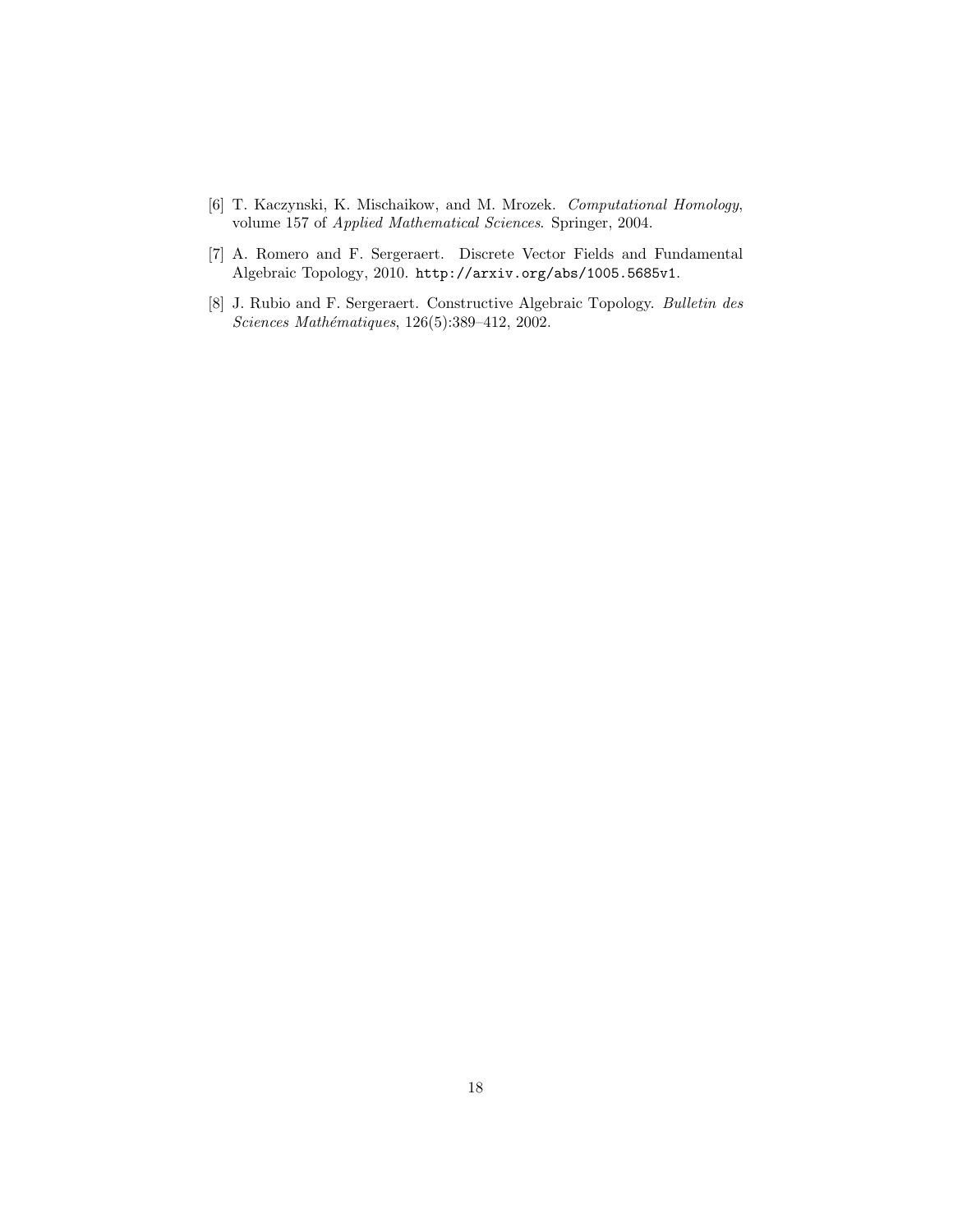[6] T. Kaczynski, K. Mischaikow, and M. Mrozek. *Computational Homology*, volume 157 of *Applied Mathematical Sciences*. Springer, 2004.

[7] A. Romero and F. Sergeraert. Discrete Vector Fields and Fundamental Algebraic Topology, 2010. `http://arxiv.org/abs/1005.5685v1`.

[8] J. Rubio and F. Sergeraert. Constructive Algebraic Topology. *Bulletin des Sciences Mathématiques*, 126(5):389–412, 2002.